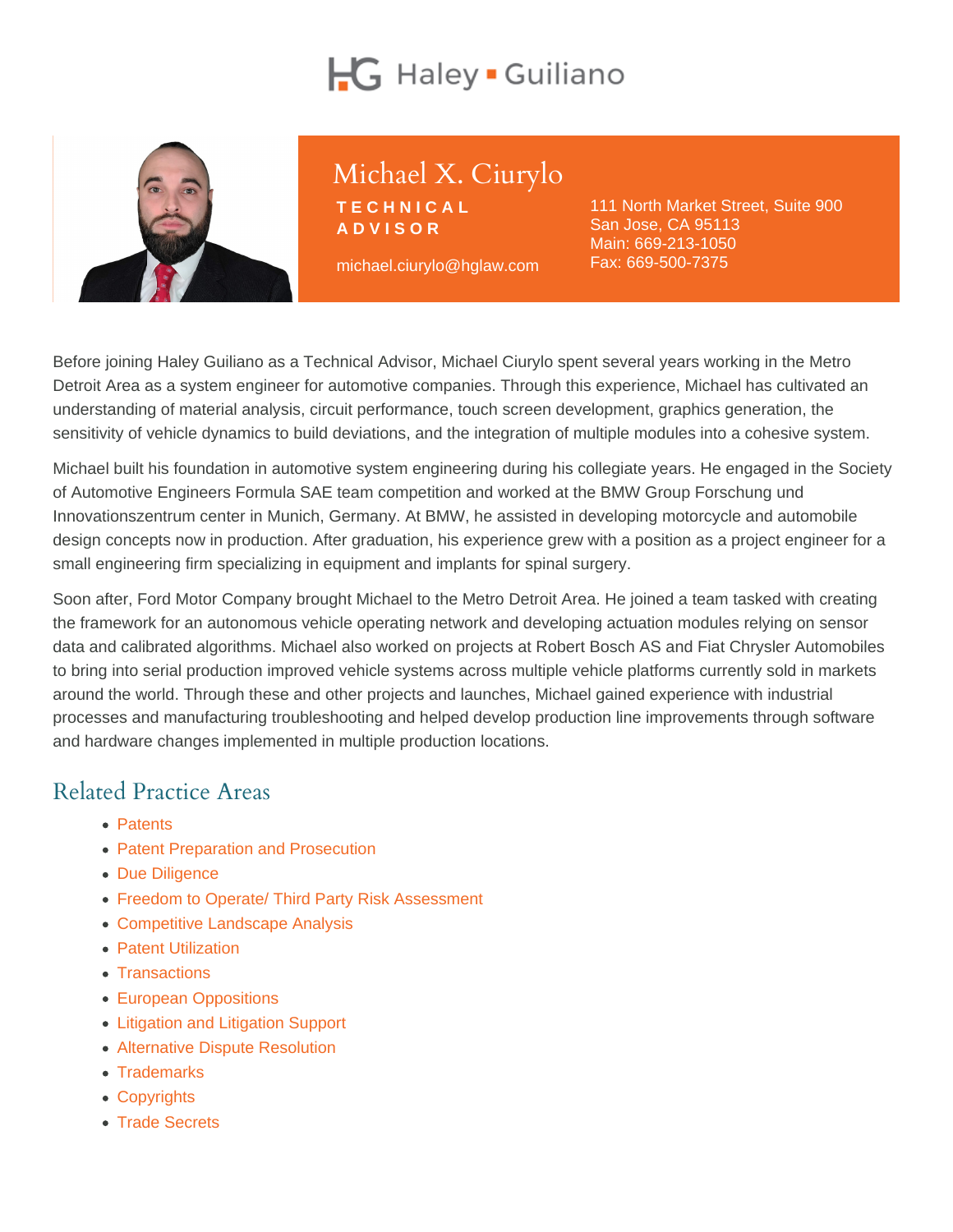Haley ▪ Guiliano

# Michael X. Ciurylo

**TECHNICAL ADVISOR**

michael.ciurylo@hglaw.com

111 North Market Street, Suite 900
San Jose, CA 95113
Main: 669-213-1050
Fax: 669-500-7375

Before joining Haley Guiliano as a Technical Advisor, Michael Ciurylo spent several years working in the Metro Detroit Area as a system engineer for automotive companies. Through this experience, Michael has cultivated an understanding of material analysis, circuit performance, touch screen development, graphics generation, the sensitivity of vehicle dynamics to build deviations, and the integration of multiple modules into a cohesive system.

Michael built his foundation in automotive system engineering during his collegiate years. He engaged in the Society of Automotive Engineers Formula SAE team competition and worked at the BMW Group Forschung und Innovationszentrum center in Munich, Germany. At BMW, he assisted in developing motorcycle and automobile design concepts now in production. After graduation, his experience grew with a position as a project engineer for a small engineering firm specializing in equipment and implants for spinal surgery.

Soon after, Ford Motor Company brought Michael to the Metro Detroit Area. He joined a team tasked with creating the framework for an autonomous vehicle operating network and developing actuation modules relying on sensor data and calibrated algorithms. Michael also worked on projects at Robert Bosch AS and Fiat Chrysler Automobiles to bring into serial production improved vehicle systems across multiple vehicle platforms currently sold in markets around the world. Through these and other projects and launches, Michael gained experience with industrial processes and manufacturing troubleshooting and helped develop production line improvements through software and hardware changes implemented in multiple production locations.

## Related Practice Areas

- Patents
- Patent Preparation and Prosecution
- Due Diligence
- Freedom to Operate/ Third Party Risk Assessment
- Competitive Landscape Analysis
- Patent Utilization
- Transactions
- European Oppositions
- Litigation and Litigation Support
- Alternative Dispute Resolution
- Trademarks
- Copyrights
- Trade Secrets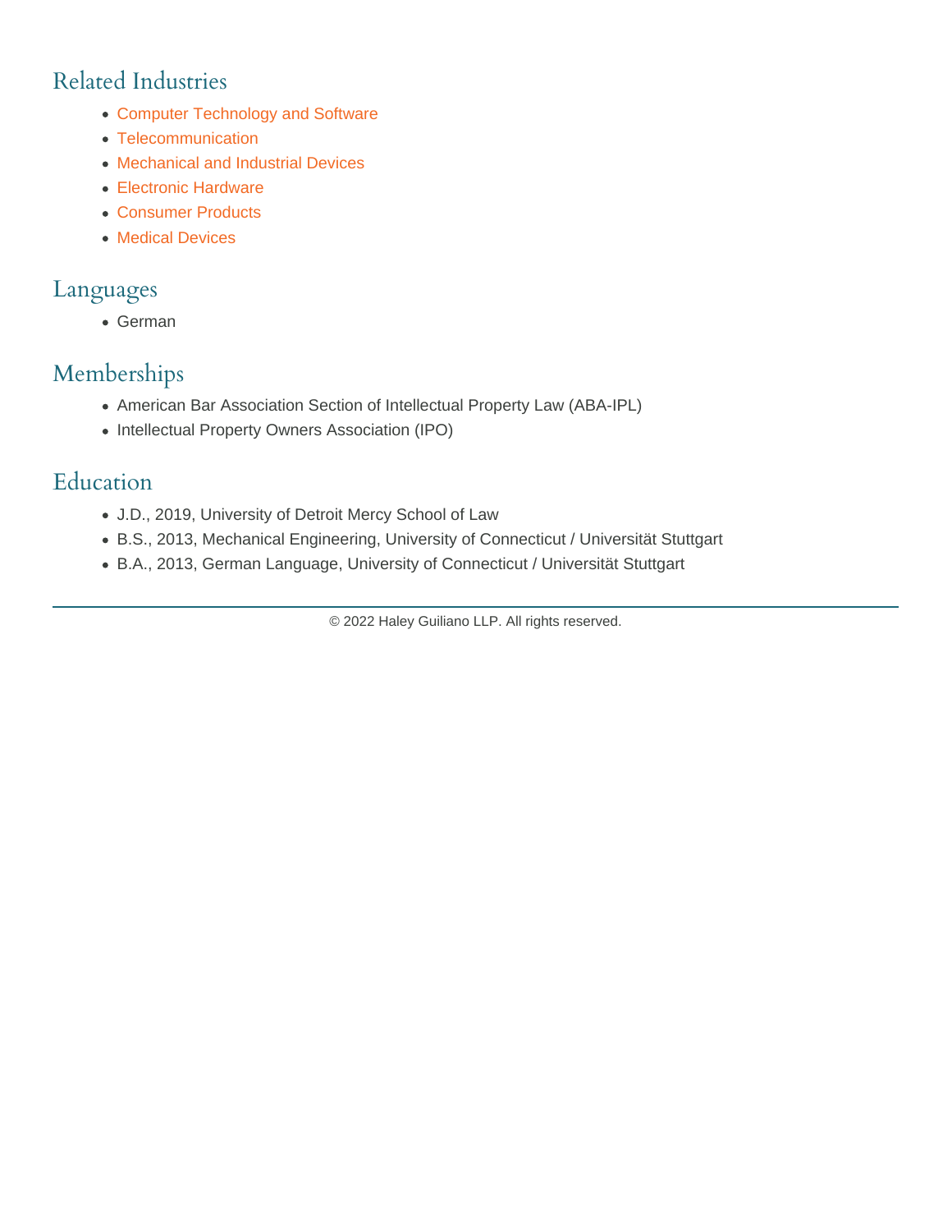## Related Industries

- Computer Technology and Software
- Telecommunication
- Mechanical and Industrial Devices
- Electronic Hardware
- Consumer Products
- Medical Devices

## Languages

- German

## Memberships

- American Bar Association Section of Intellectual Property Law (ABA-IPL)
- Intellectual Property Owners Association (IPO)

## Education

- J.D., 2019, University of Detroit Mercy School of Law
- B.S., 2013, Mechanical Engineering, University of Connecticut / Universität Stuttgart
- B.A., 2013, German Language, University of Connecticut / Universität Stuttgart

© 2022 Haley Guiliano LLP. All rights reserved.